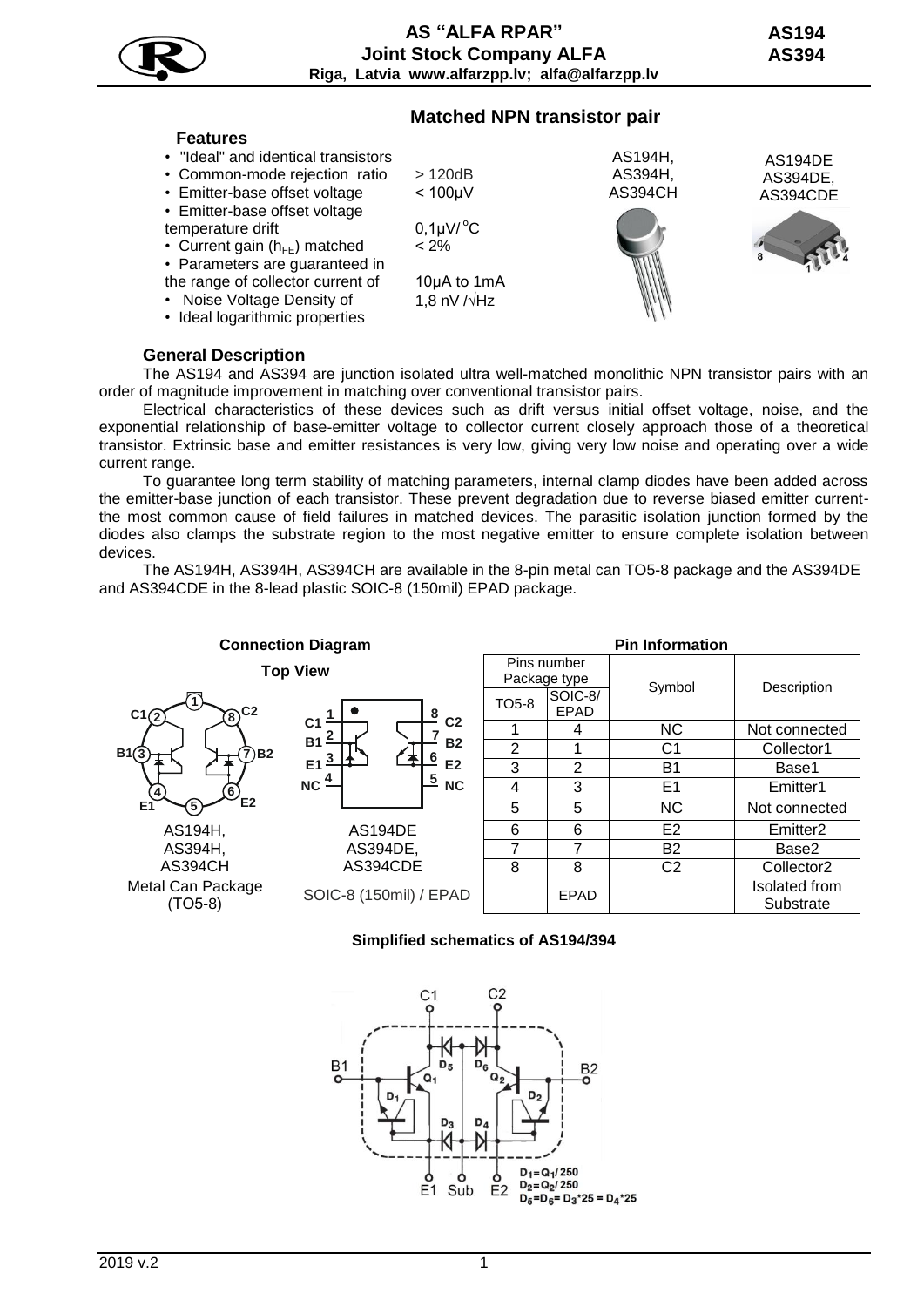# AS "ALFA RPAR"
## Joint Stock Company ALFA
**Riga, Latvia www.alfarzpp.lv; alfa@alfarzpp.lv**

**AS194**
**AS394**

## Matched NPN transistor pair

### Features

- "Ideal" and identical transistors
- Common-mode rejection ratio > 120dB
- Emitter-base offset voltage < 100μV
- Emitter-base offset voltage temperature drift 0,1μV/°C
- Current gain ($h_{FE}$) matched < 2%
- Parameters are guaranteed in the range of collector current of 10μA to 1mA
- Noise Voltage Density of 1,8 nV /√Hz
- Ideal logarithmic properties

AS194H, AS394H, AS394CH

AS194DE AS394DE, AS394CDE

### General Description

The AS194 and AS394 are junction isolated ultra well-matched monolithic NPN transistor pairs with an order of magnitude improvement in matching over conventional transistor pairs.

Electrical characteristics of these devices such as drift versus initial offset voltage, noise, and the exponential relationship of base-emitter voltage to collector current closely approach those of a theoretical transistor. Extrinsic base and emitter resistances is very low, giving very low noise and operating over a wide current range.

To guarantee long term stability of matching parameters, internal clamp diodes have been added across the emitter-base junction of each transistor. These prevent degradation due to reverse biased emitter current- the most common cause of field failures in matched devices. The parasitic isolation junction formed by the diodes also clamps the substrate region to the most negative emitter to ensure complete isolation between devices.

The AS194H, AS394H, AS394CH are available in the 8-pin metal can TO5-8 package and the AS394DE and AS394CDE in the 8-lead plastic SOIC-8 (150mil) EPAD package.

**Connection Diagram**

**Top View**

AS194H, AS394H, AS394CH
Metal Can Package (TO5-8)

AS194DE AS394DE, AS394CDE
SOIC-8 (150mil) / EPAD

**Pin Information**

| Pins number Package type | | Symbol | Description |
|---|---|---|---|
| TO5-8 | SOIC-8/ EPAD | | |
| 1 | 4 | NC | Not connected |
| 2 | 1 | C1 | Collector1 |
| 3 | 2 | B1 | Base1 |
| 4 | 3 | E1 | Emitter1 |
| 5 | 5 | NC | Not connected |
| 6 | 6 | E2 | Emitter2 |
| 7 | 7 | B2 | Base2 |
| 8 | 8 | C2 | Collector2 |
| | EPAD | | Isolated from Substrate |

**Simplified schematics of AS194/394**

$D_1=Q_1/250$
$D_2=Q_2/250$
$D_5=D_6=D_3*25=D_4*25$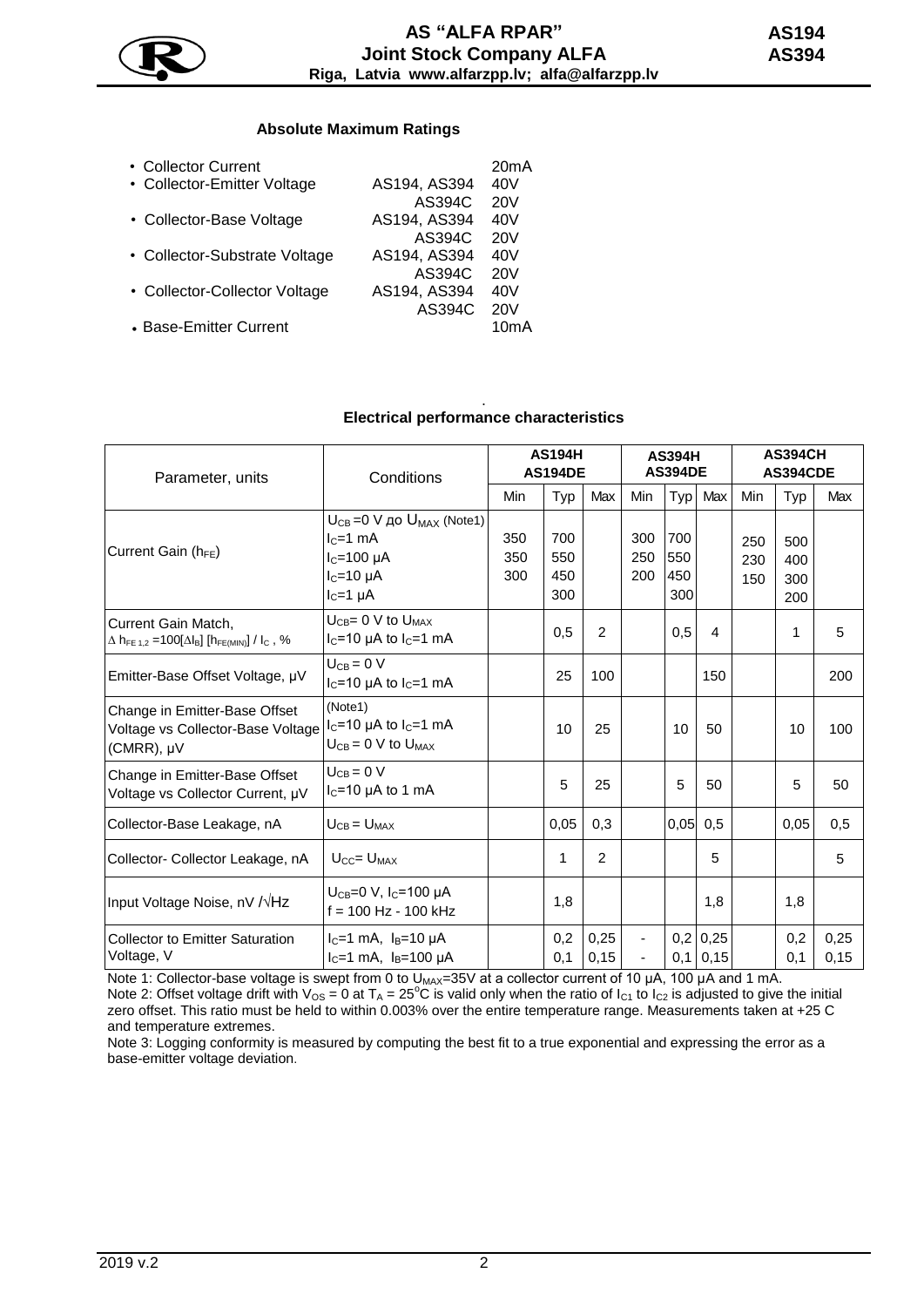### Absolute Maximum Ratings

| | | |
|---|---|---|
| • Collector Current | | 20mA |
| • Collector-Emitter Voltage | AS194, AS394 | 40V |
| | AS394C | 20V |
| • Collector-Base Voltage | AS194, AS394 | 40V |
| | AS394C | 20V |
| • Collector-Substrate Voltage | AS194, AS394 | 40V |
| | AS394C | 20V |
| • Collector-Collector Voltage | AS194, AS394 | 40V |
| | AS394C | 20V |
| • Base-Emitter Current | | 10mA |

### Electrical performance characteristics

| Parameter, units | Conditions | AS194H AS194DE | | | AS394H AS394DE | | | AS394CH AS394CDE | | |
|---|---|---|---|---|---|---|---|---|---|---|
| | | Min | Typ | Max | Min | Typ | Max | Min | Typ | Max |
| Current Gain ($h_{FE}$) | $U_{CB}$=0 V до $U_{MAX}$ (Note1)<br>$I_C$=1 mA<br>$I_C$=100 μA<br>$I_C$=10 μA<br>$I_C$=1 μA | <br>350<br>350<br>300 | <br>700<br>550<br>450<br>300 | | <br>300<br>250<br>200 | <br>700<br>550<br>450<br>300 | | <br>250<br>230<br>150 | <br>500<br>400<br>300<br>200 | |
| Current Gain Match, $\Delta h_{FE\,1,2} = 100[\Delta I_B]\,[h_{FE(MIN)}] / I_C$, % | $U_{CB}$= 0 V to $U_{MAX}$<br>$I_C$=10 μA to $I_C$=1 mA | | 0,5 | 2 | | 0,5 | 4 | | 1 | 5 |
| Emitter-Base Offset Voltage, μV | $U_{CB}$ = 0 V<br>$I_C$=10 μA to $I_C$=1 mA | | 25 | 100 | | | 150 | | | 200 |
| Change in Emitter-Base Offset Voltage vs Collector-Base Voltage (CMRR), μV | (Note1)<br>$I_C$=10 μA to $I_C$=1 mA<br>$U_{CB}$ = 0 V to $U_{MAX}$ | | 10 | 25 | | 10 | 50 | | 10 | 100 |
| Change in Emitter-Base Offset Voltage vs Collector Current, μV | $U_{CB}$ = 0 V<br>$I_C$=10 μA to 1 mA | | 5 | 25 | | 5 | 50 | | 5 | 50 |
| Collector-Base Leakage, nA | $U_{CB}$ = $U_{MAX}$ | | 0,05 | 0,3 | | 0,05 | 0,5 | | 0,05 | 0,5 |
| Collector- Collector Leakage, nA | $U_{CC}$= $U_{MAX}$ | | 1 | 2 | | | 5 | | | 5 |
| Input Voltage Noise, nV /√Hz | $U_{CB}$=0 V, $I_C$=100 μA<br>f = 100 Hz - 100 kHz | | 1,8 | | | | 1,8 | | 1,8 | |
| Collector to Emitter Saturation Voltage, V | $I_C$=1 mA, $I_B$=10 μA<br>$I_C$=1 mA, $I_B$=100 μA | | 0,2<br>0,1 | 0,25<br>0,15 | -<br>- | 0,2<br>0,1 | 0,25<br>0,15 | | 0,2<br>0,1 | 0,25<br>0,15 |

Note 1: Collector-base voltage is swept from 0 to $U_{MAX}$=35V at a collector current of 10 μA, 100 μA and 1 mA.

Note 2: Offset voltage drift with $V_{OS}$ = 0 at $T_A$ = 25°C is valid only when the ratio of $I_{C1}$ to $I_{C2}$ is adjusted to give the initial zero offset. This ratio must be held to within 0.003% over the entire temperature range. Measurements taken at +25 C and temperature extremes.

Note 3: Logging conformity is measured by computing the best fit to a true exponential and expressing the error as a base-emitter voltage deviation.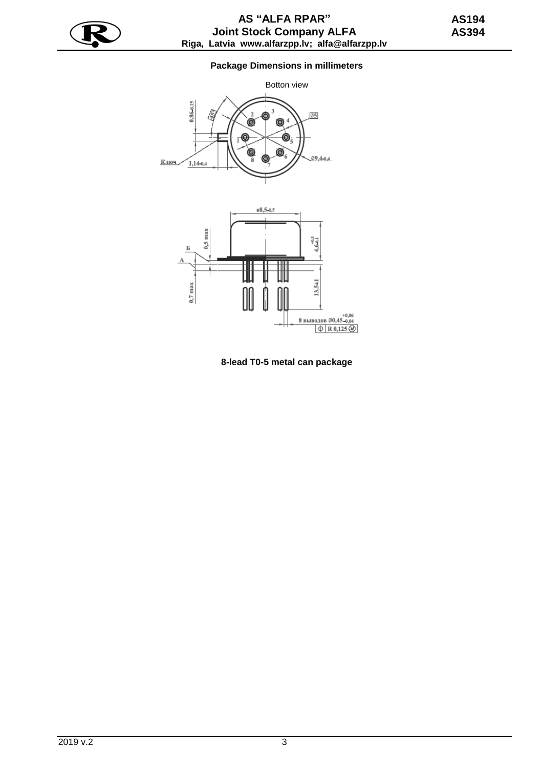## Package Dimensions in millimeters

Botton view

8-lead T0-5 metal can package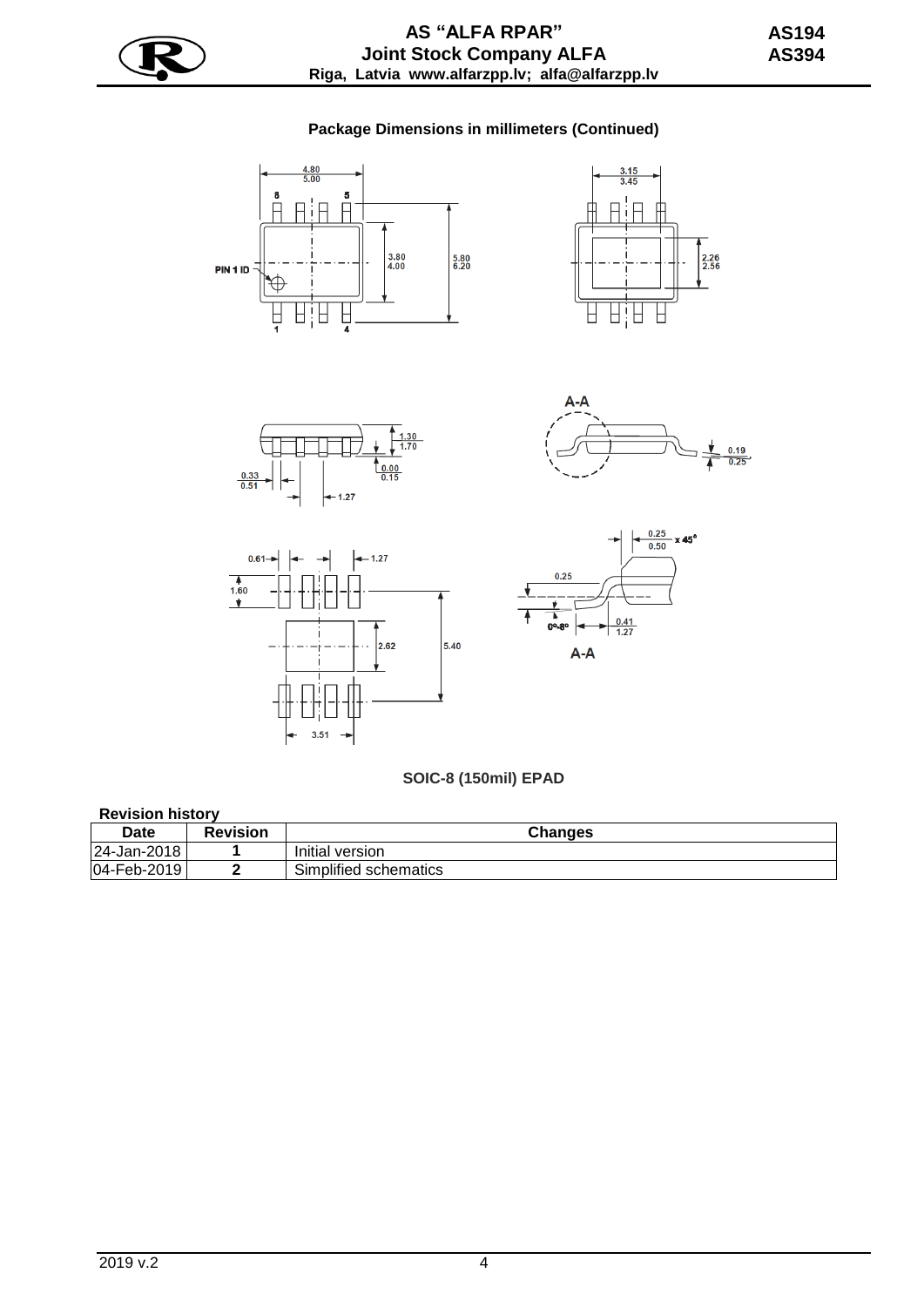## Package Dimensions in millimeters (Continued)

4.80
5.00

8
5

PIN 1 ID

1
4

3.80
4.00

5.80
6.20

3.15
3.45

2.26
2.56

1.30
1.70

0.00
0.15

0.33
0.51

1.27

A-A

0.19
0.25

0.61

1.27

1.60

2.62

5.40

3.51

0.25
0.50
x 45°

0.25

0°-8°

0.41
1.27

A-A

**SOIC-8 (150mil) EPAD**

**Revision history**

| Date | Revision | Changes |
|---|---|---|
| 24-Jan-2018 | 1 | Initial version |
| 04-Feb-2019 | 2 | Simplified schematics |